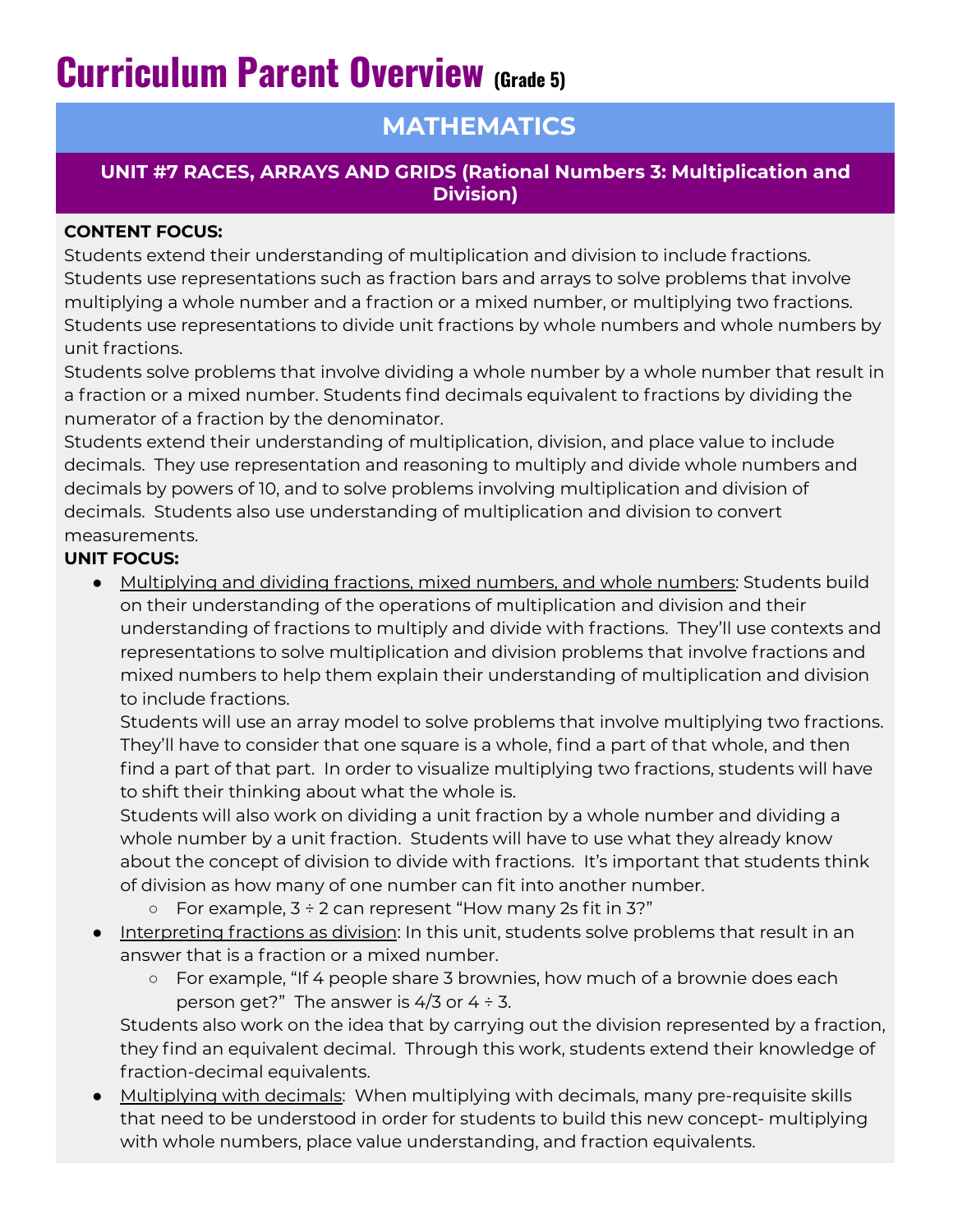# Curriculum Parent Overview (Grade 5)

## MATHEMATICS

### UNIT #7 RACES, ARRAYS AND GRIDS (Rational Numbers 3: Multiplication and Division)

**CONTENT FOCUS:**

Students extend their understanding of multiplication and division to include fractions. Students use representations such as fraction bars and arrays to solve problems that involve multiplying a whole number and a fraction or a mixed number, or multiplying two fractions. Students use representations to divide unit fractions by whole numbers and whole numbers by unit fractions.

Students solve problems that involve dividing a whole number by a whole number that result in a fraction or a mixed number. Students find decimals equivalent to fractions by dividing the numerator of a fraction by the denominator.

Students extend their understanding of multiplication, division, and place value to include decimals. They use representation and reasoning to multiply and divide whole numbers and decimals by powers of 10, and to solve problems involving multiplication and division of decimals. Students also use understanding of multiplication and division to convert measurements.

**UNIT FOCUS:**

- Multiplying and dividing fractions, mixed numbers, and whole numbers: Students build on their understanding of the operations of multiplication and division and their understanding of fractions to multiply and divide with fractions. They'll use contexts and representations to solve multiplication and division problems that involve fractions and mixed numbers to help them explain their understanding of multiplication and division to include fractions.

  Students will use an array model to solve problems that involve multiplying two fractions. They'll have to consider that one square is a whole, find a part of that whole, and then find a part of that part. In order to visualize multiplying two fractions, students will have to shift their thinking about what the whole is.

  Students will also work on dividing a unit fraction by a whole number and dividing a whole number by a unit fraction. Students will have to use what they already know about the concept of division to divide with fractions. It's important that students think of division as how many of one number can fit into another number.

  - For example, 3 ÷ 2 can represent "How many 2s fit in 3?"
- Interpreting fractions as division: In this unit, students solve problems that result in an answer that is a fraction or a mixed number.
  - For example, "If 4 people share 3 brownies, how much of a brownie does each person get?" The answer is 4/3 or 4 ÷ 3.

  Students also work on the idea that by carrying out the division represented by a fraction, they find an equivalent decimal. Through this work, students extend their knowledge of fraction-decimal equivalents.
- Multiplying with decimals: When multiplying with decimals, many pre-requisite skills that need to be understood in order for students to build this new concept- multiplying with whole numbers, place value understanding, and fraction equivalents.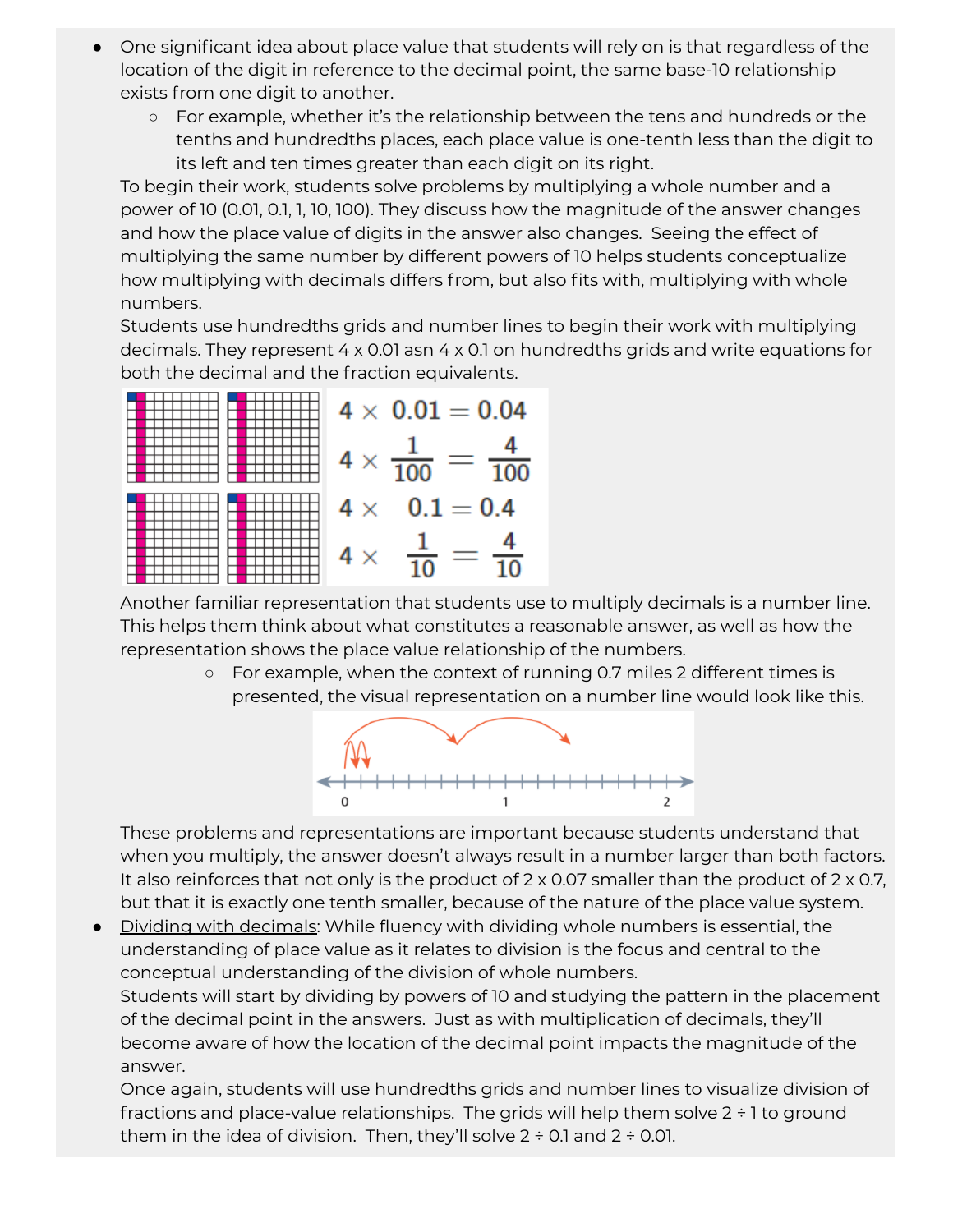- One significant idea about place value that students will rely on is that regardless of the location of the digit in reference to the decimal point, the same base-10 relationship exists from one digit to another.
  - For example, whether it's the relationship between the tens and hundreds or the tenths and hundredths places, each place value is one-tenth less than the digit to its left and ten times greater than each digit on its right.

  To begin their work, students solve problems by multiplying a whole number and a power of 10 (0.01, 0.1, 1, 10, 100). They discuss how the magnitude of the answer changes and how the place value of digits in the answer also changes. Seeing the effect of multiplying the same number by different powers of 10 helps students conceptualize how multiplying with decimals differs from, but also fits with, multiplying with whole numbers.

  Students use hundredths grids and number lines to begin their work with multiplying decimals. They represent 4 x 0.01 asn 4 x 0.1 on hundredths grids and write equations for both the decimal and the fraction equivalents.

  $$4 \times 0.01 = 0.04$$
  $$4 \times \frac{1}{100} = \frac{4}{100}$$
  $$4 \times 0.1 = 0.4$$
  $$4 \times \frac{1}{10} = \frac{4}{10}$$

  Another familiar representation that students use to multiply decimals is a number line. This helps them think about what constitutes a reasonable answer, as well as how the representation shows the place value relationship of the numbers.
  - For example, when the context of running 0.7 miles 2 different times is presented, the visual representation on a number line would look like this.

  These problems and representations are important because students understand that when you multiply, the answer doesn't always result in a number larger than both factors. It also reinforces that not only is the product of 2 x 0.07 smaller than the product of 2 x 0.7, but that it is exactly one tenth smaller, because of the nature of the place value system.

- <u>Dividing with decimals</u>: While fluency with dividing whole numbers is essential, the understanding of place value as it relates to division is the focus and central to the conceptual understanding of the division of whole numbers.

  Students will start by dividing by powers of 10 and studying the pattern in the placement of the decimal point in the answers. Just as with multiplication of decimals, they'll become aware of how the location of the decimal point impacts the magnitude of the answer.

  Once again, students will use hundredths grids and number lines to visualize division of fractions and place-value relationships. The grids will help them solve 2 ÷ 1 to ground them in the idea of division. Then, they'll solve 2 ÷ 0.1 and 2 ÷ 0.01.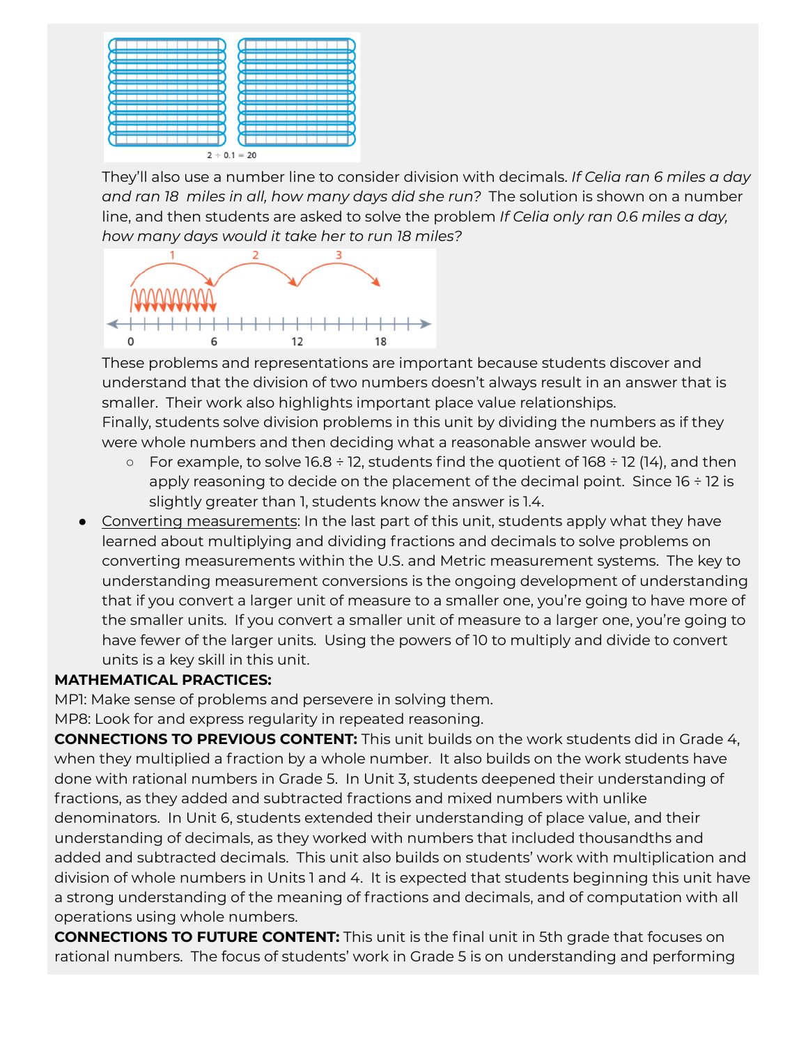2 ÷ 0.1 = 20

They'll also use a number line to consider division with decimals. *If Celia ran 6 miles a day and ran 18 miles in all, how many days did she run?* The solution is shown on a number line, and then students are asked to solve the problem *If Celia only ran 0.6 miles a day, how many days would it take her to run 18 miles?*

These problems and representations are important because students discover and understand that the division of two numbers doesn't always result in an answer that is smaller. Their work also highlights important place value relationships.

Finally, students solve division problems in this unit by dividing the numbers as if they were whole numbers and then deciding what a reasonable answer would be.

- For example, to solve 16.8 ÷ 12, students find the quotient of 168 ÷ 12 (14), and then apply reasoning to decide on the placement of the decimal point. Since 16 ÷ 12 is slightly greater than 1, students know the answer is 1.4.

- Converting measurements: In the last part of this unit, students apply what they have learned about multiplying and dividing fractions and decimals to solve problems on converting measurements within the U.S. and Metric measurement systems. The key to understanding measurement conversions is the ongoing development of understanding that if you convert a larger unit of measure to a smaller one, you're going to have more of the smaller units. If you convert a smaller unit of measure to a larger one, you're going to have fewer of the larger units. Using the powers of 10 to multiply and divide to convert units is a key skill in this unit.

**MATHEMATICAL PRACTICES:**

MP1: Make sense of problems and persevere in solving them.

MP8: Look for and express regularity in repeated reasoning.

**CONNECTIONS TO PREVIOUS CONTENT:** This unit builds on the work students did in Grade 4, when they multiplied a fraction by a whole number. It also builds on the work students have done with rational numbers in Grade 5. In Unit 3, students deepened their understanding of fractions, as they added and subtracted fractions and mixed numbers with unlike denominators. In Unit 6, students extended their understanding of place value, and their understanding of decimals, as they worked with numbers that included thousandths and added and subtracted decimals. This unit also builds on students' work with multiplication and division of whole numbers in Units 1 and 4. It is expected that students beginning this unit have a strong understanding of the meaning of fractions and decimals, and of computation with all operations using whole numbers.

**CONNECTIONS TO FUTURE CONTENT:** This unit is the final unit in 5th grade that focuses on rational numbers. The focus of students' work in Grade 5 is on understanding and performing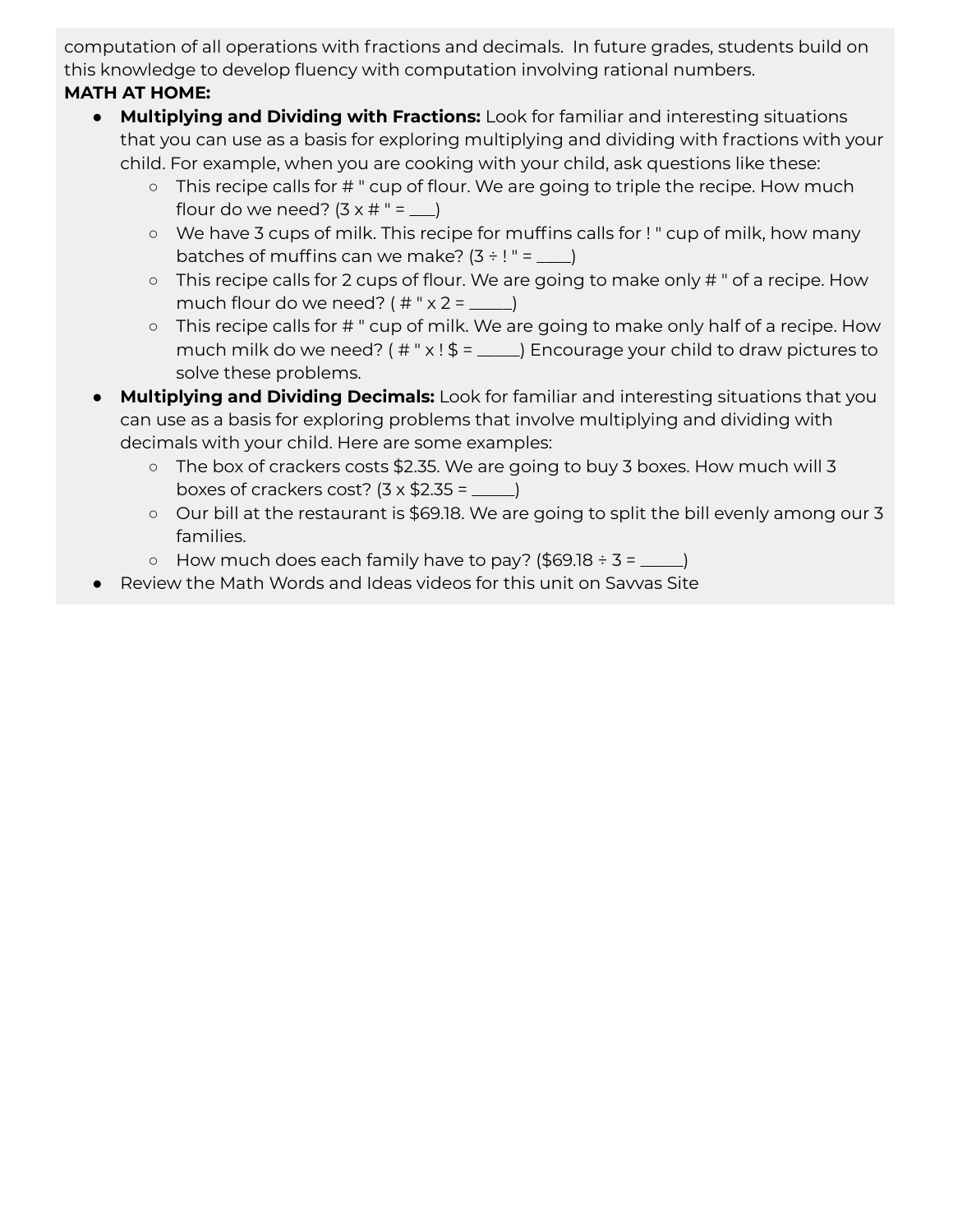computation of all operations with fractions and decimals. In future grades, students build on this knowledge to develop fluency with computation involving rational numbers.

**MATH AT HOME:**

- **Multiplying and Dividing with Fractions:** Look for familiar and interesting situations that you can use as a basis for exploring multiplying and dividing with fractions with your child. For example, when you are cooking with your child, ask questions like these:
  - This recipe calls for # " cup of flour. We are going to triple the recipe. How much flour do we need? (3 x # " = ___)
  - We have 3 cups of milk. This recipe for muffins calls for ! " cup of milk, how many batches of muffins can we make? (3 ÷ ! " = ____)
  - This recipe calls for 2 cups of flour. We are going to make only # " of a recipe. How much flour do we need? ( # " x 2 = _____)
  - This recipe calls for # " cup of milk. We are going to make only half of a recipe. How much milk do we need? ( # " x ! $ = _____) Encourage your child to draw pictures to solve these problems.
- **Multiplying and Dividing Decimals:** Look for familiar and interesting situations that you can use as a basis for exploring problems that involve multiplying and dividing with decimals with your child. Here are some examples:
  - The box of crackers costs $2.35. We are going to buy 3 boxes. How much will 3 boxes of crackers cost? (3 x $2.35 = _____)
  - Our bill at the restaurant is $69.18. We are going to split the bill evenly among our 3 families.
  - How much does each family have to pay? ($69.18 ÷ 3 = _____)
- Review the Math Words and Ideas videos for this unit on Savvas Site